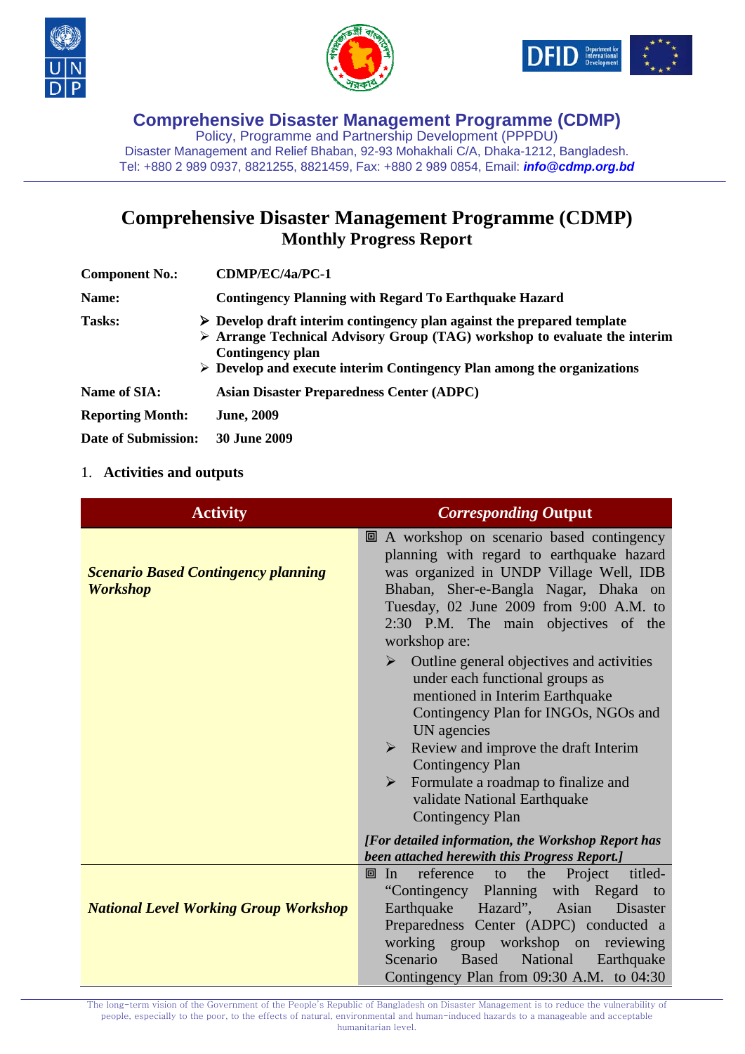**Comprehensive Disaster Management Programme (CDMP)**
Policy, Programme and Partnership Development (PPPDU)
Disaster Management and Relief Bhaban, 92-93 Mohakhali C/A, Dhaka-1212, Bangladesh.
Tel: +880 2 989 0937, 8821255, 8821459, Fax: +880 2 989 0854, Email: ***info@cdmp.org.bd***

# Comprehensive Disaster Management Programme (CDMP)
## Monthly Progress Report

**Component No.:** **CDMP/EC/4a/PC-1**

**Name:** **Contingency Planning with Regard To Earthquake Hazard**

**Tasks:**
- **Develop draft interim contingency plan against the prepared template**
- **Arrange Technical Advisory Group (TAG) workshop to evaluate the interim Contingency plan**
- **Develop and execute interim Contingency Plan among the organizations**

**Name of SIA:** **Asian Disaster Preparedness Center (ADPC)**

**Reporting Month:** **June, 2009**

**Date of Submission:** **30 June 2009**

1. **Activities and outputs**

| Activity | *Corresponding* Output |
|---|---|
| ***Scenario Based Contingency planning Workshop*** | A workshop on scenario based contingency planning with regard to earthquake hazard was organized in UNDP Village Well, IDB Bhaban, Sher-e-Bangla Nagar, Dhaka on Tuesday, 02 June 2009 from 9:00 A.M. to 2:30 P.M. The main objectives of the workshop are:<br>➢ Outline general objectives and activities under each functional groups as mentioned in Interim Earthquake Contingency Plan for INGOs, NGOs and UN agencies<br>➢ Review and improve the draft Interim Contingency Plan<br>➢ Formulate a roadmap to finalize and validate National Earthquake Contingency Plan<br>***[For detailed information, the Workshop Report has been attached herewith this Progress Report.]*** |
| ***National Level Working Group Workshop*** | In reference to the Project titled- "Contingency Planning with Regard to Earthquake Hazard", Asian Disaster Preparedness Center (ADPC) conducted a working group workshop on reviewing Scenario Based National Earthquake Contingency Plan from 09:30 A.M. to 04:30 |

The long-term vision of the Government of the People's Republic of Bangladesh on Disaster Management is to reduce the vulnerability of people, especially to the poor, to the effects of natural, environmental and human-induced hazards to a manageable and acceptable humanitarian level.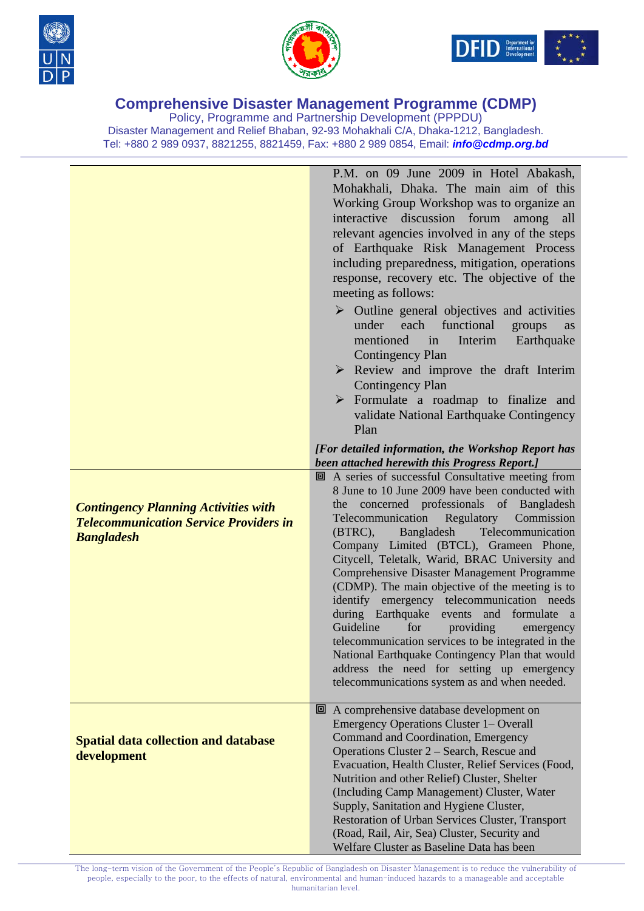| | |
|---|---|
| | P.M. on 09 June 2009 in Hotel Abakash, Mohakhali, Dhaka. The main aim of this Working Group Workshop was to organize an interactive discussion forum among all relevant agencies involved in any of the steps of Earthquake Risk Management Process including preparedness, mitigation, operations response, recovery etc. The objective of the meeting as follows:<br>➢ Outline general objectives and activities under each functional groups as mentioned in Interim Earthquake Contingency Plan<br>➢ Review and improve the draft Interim Contingency Plan<br>➢ Formulate a roadmap to finalize and validate National Earthquake Contingency Plan<br>***[For detailed information, the Workshop Report has been attached herewith this Progress Report.]*** |
| ***Contingency Planning Activities with Telecommunication Service Providers in Bangladesh*** | ▣ A series of successful Consultative meeting from 8 June to 10 June 2009 have been conducted with the concerned professionals of Bangladesh Telecommunication Regulatory Commission (BTRC), Bangladesh Telecommunication Company Limited (BTCL), Grameen Phone, Citycell, Teletalk, Warid, BRAC University and Comprehensive Disaster Management Programme (CDMP). The main objective of the meeting is to identify emergency telecommunication needs during Earthquake events and formulate a Guideline for providing emergency telecommunication services to be integrated in the National Earthquake Contingency Plan that would address the need for setting up emergency telecommunications system as and when needed. |
| **Spatial data collection and database development** | ▣ A comprehensive database development on Emergency Operations Cluster 1– Overall Command and Coordination, Emergency Operations Cluster 2 – Search, Rescue and Evacuation, Health Cluster, Relief Services (Food, Nutrition and other Relief) Cluster, Shelter (Including Camp Management) Cluster, Water Supply, Sanitation and Hygiene Cluster, Restoration of Urban Services Cluster, Transport (Road, Rail, Air, Sea) Cluster, Security and Welfare Cluster as Baseline Data has been |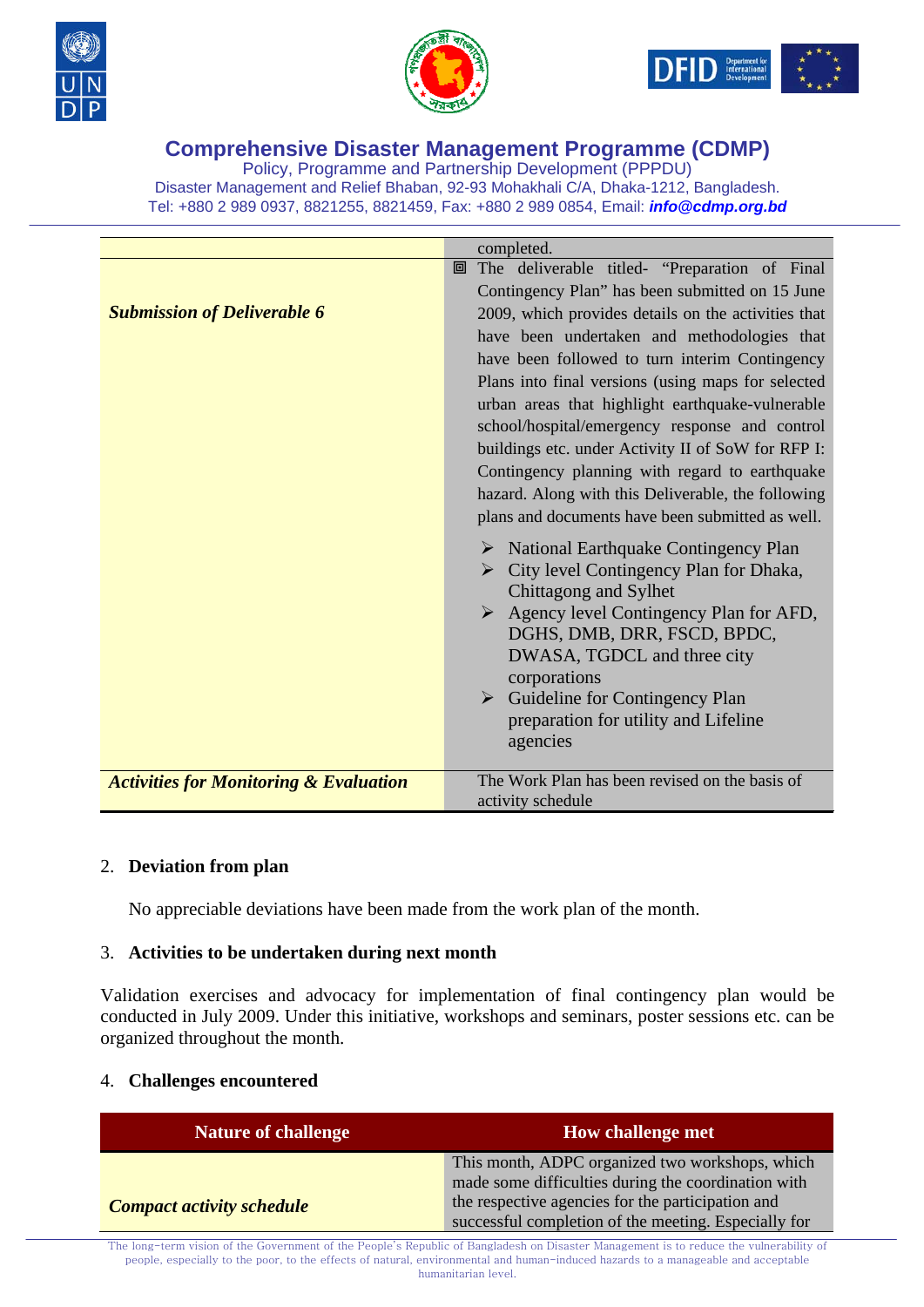| | |
|---|---|
| | completed. |
| ***Submission of Deliverable 6*** | ▣ The deliverable titled- "Preparation of Final Contingency Plan" has been submitted on 15 June 2009, which provides details on the activities that have been undertaken and methodologies that have been followed to turn interim Contingency Plans into final versions (using maps for selected urban areas that highlight earthquake-vulnerable school/hospital/emergency response and control buildings etc. under Activity II of SoW for RFP I: Contingency planning with regard to earthquake hazard. Along with this Deliverable, the following plans and documents have been submitted as well.<br>➢ National Earthquake Contingency Plan<br>➢ City level Contingency Plan for Dhaka, Chittagong and Sylhet<br>➢ Agency level Contingency Plan for AFD, DGHS, DMB, DRR, FSCD, BPDC, DWASA, TGDCL and three city corporations<br>➢ Guideline for Contingency Plan preparation for utility and Lifeline agencies |
| ***Activities for Monitoring & Evaluation*** | The Work Plan has been revised on the basis of activity schedule |

2. **Deviation from plan**

No appreciable deviations have been made from the work plan of the month.

3. **Activities to be undertaken during next month**

Validation exercises and advocacy for implementation of final contingency plan would be conducted in July 2009. Under this initiative, workshops and seminars, poster sessions etc. can be organized throughout the month.

4. **Challenges encountered**

| Nature of challenge | How challenge met |
|---|---|
| ***Compact activity schedule*** | This month, ADPC organized two workshops, which made some difficulties during the coordination with the respective agencies for the participation and successful completion of the meeting. Especially for |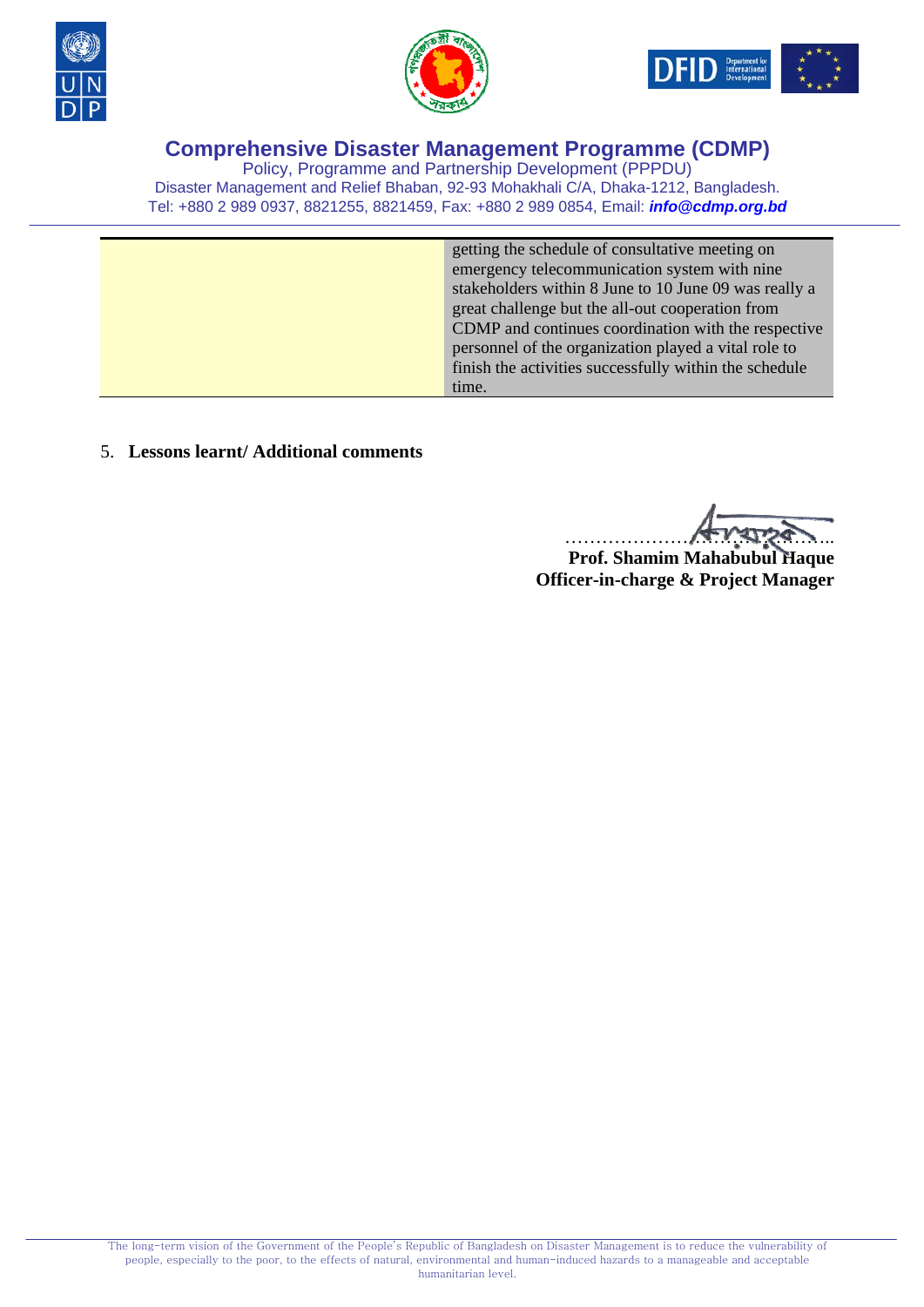| | |
|---|---|
| | getting the schedule of consultative meeting on emergency telecommunication system with nine stakeholders within 8 June to 10 June 09 was really a great challenge but the all-out cooperation from CDMP and continues coordination with the respective personnel of the organization played a vital role to finish the activities successfully within the schedule time. |

5. **Lessons learnt/ Additional comments**

…………………………………………..

**Prof. Shamim Mahabubul Haque**
**Officer-in-charge & Project Manager**